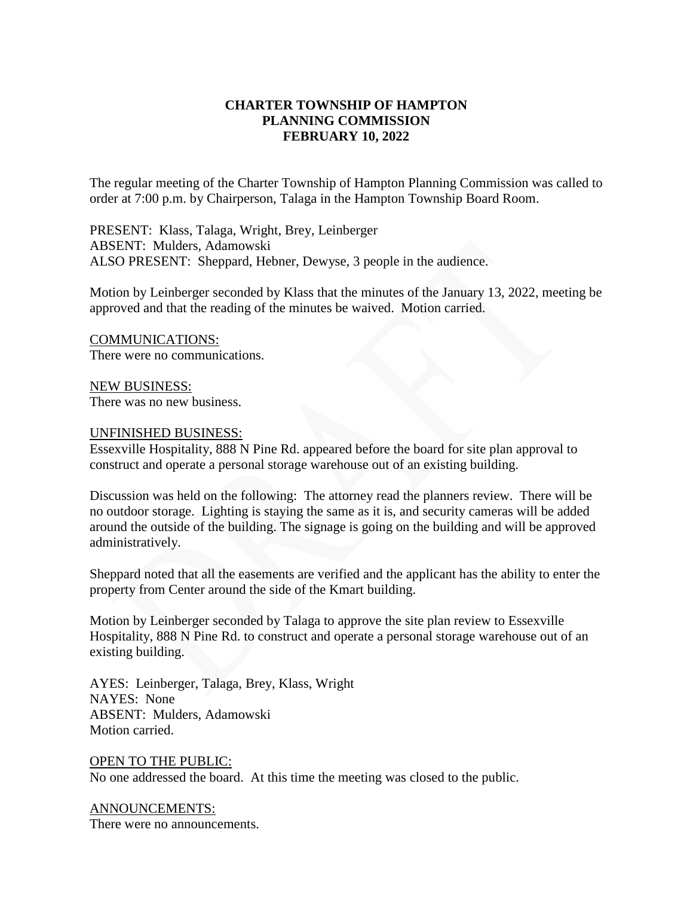# CHARTER TOWNSHIP OF HAMPTON
## PLANNING COMMISSION
## FEBRUARY 10, 2022

The regular meeting of the Charter Township of Hampton Planning Commission was called to order at 7:00 p.m. by Chairperson, Talaga in the Hampton Township Board Room.

PRESENT: Klass, Talaga, Wright, Brey, Leinberger
ABSENT: Mulders, Adamowski
ALSO PRESENT: Sheppard, Hebner, Dewyse, 3 people in the audience.

Motion by Leinberger seconded by Klass that the minutes of the January 13, 2022, meeting be approved and that the reading of the minutes be waived. Motion carried.

COMMUNICATIONS:
There were no communications.

NEW BUSINESS:
There was no new business.

UNFINISHED BUSINESS:
Essexville Hospitality, 888 N Pine Rd. appeared before the board for site plan approval to construct and operate a personal storage warehouse out of an existing building.

Discussion was held on the following: The attorney read the planners review. There will be no outdoor storage. Lighting is staying the same as it is, and security cameras will be added around the outside of the building. The signage is going on the building and will be approved administratively.

Sheppard noted that all the easements are verified and the applicant has the ability to enter the property from Center around the side of the Kmart building.

Motion by Leinberger seconded by Talaga to approve the site plan review to Essexville Hospitality, 888 N Pine Rd. to construct and operate a personal storage warehouse out of an existing building.

AYES: Leinberger, Talaga, Brey, Klass, Wright
NAYES: None
ABSENT: Mulders, Adamowski
Motion carried.

OPEN TO THE PUBLIC:
No one addressed the board. At this time the meeting was closed to the public.

ANNOUNCEMENTS:
There were no announcements.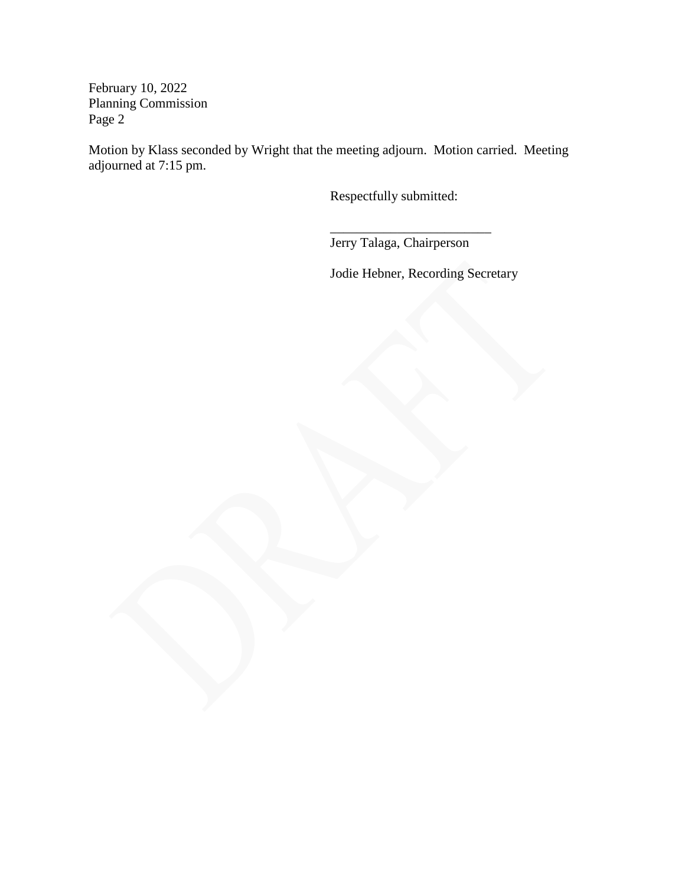Motion by Klass seconded by Wright that the meeting adjourn. Motion carried. Meeting adjourned at 7:15 pm.

Respectfully submitted:

\_\_\_\_\_\_\_\_\_\_\_\_\_\_\_\_\_\_\_\_\_\_\_\_\_

Jerry Talaga, Chairperson

Jodie Hebner, Recording Secretary

DRAFT